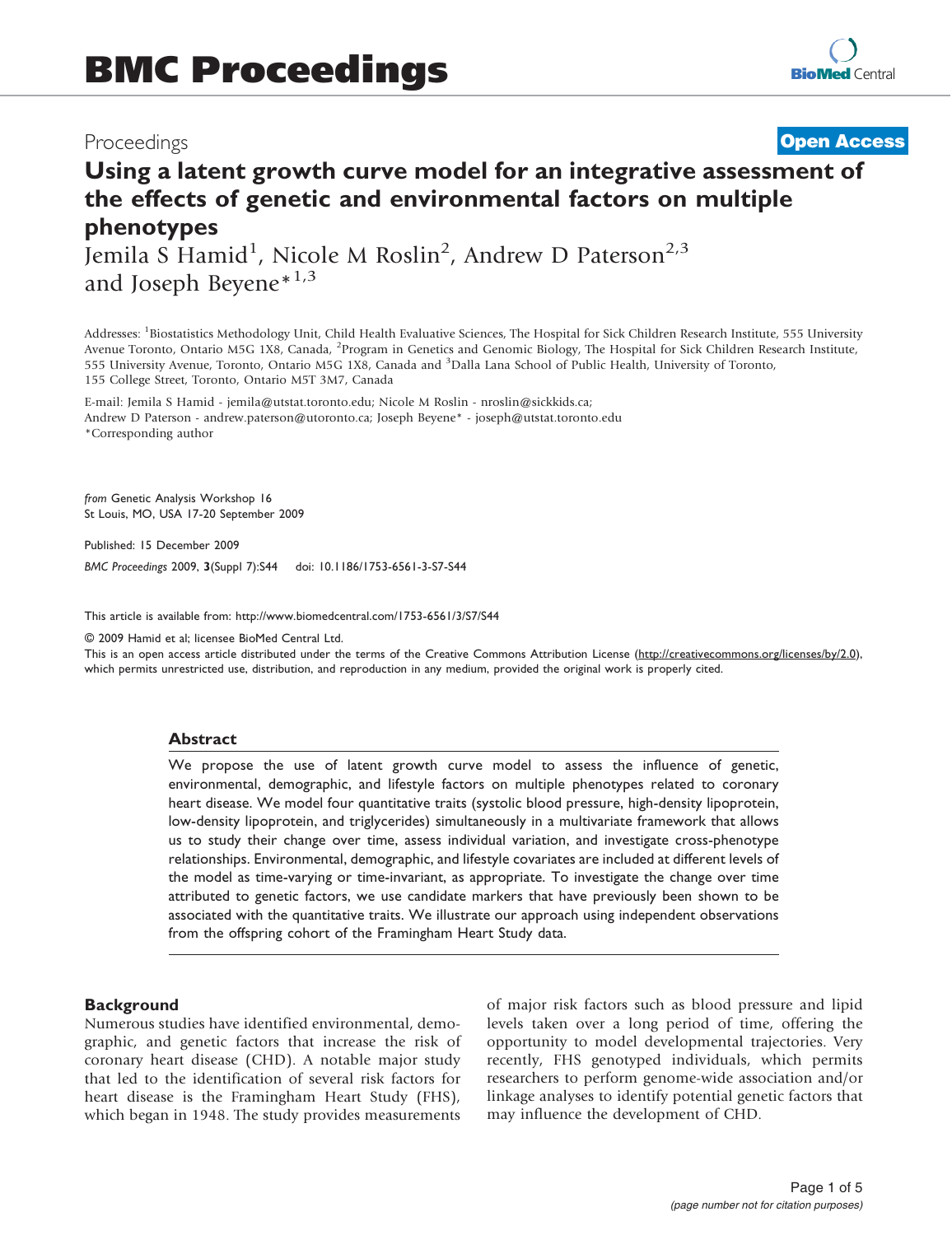BMC Proceedings

Proceedings **Open Access**

# Using a latent growth curve model for an integrative assessment of the effects of genetic and environmental factors on multiple phenotypes

Jemila S Hamid[1], Nicole M Roslin[2], Andrew D Paterson[2,3] and Joseph Beyene*[1,3]

Addresses: [1]Biostatistics Methodology Unit, Child Health Evaluative Sciences, The Hospital for Sick Children Research Institute, 555 University Avenue Toronto, Ontario M5G 1X8, Canada, [2]Program in Genetics and Genomic Biology, The Hospital for Sick Children Research Institute, 555 University Avenue, Toronto, Ontario M5G 1X8, Canada and [3]Dalla Lana School of Public Health, University of Toronto, 155 College Street, Toronto, Ontario M5T 3M7, Canada

E-mail: Jemila S Hamid - jemila@utstat.toronto.edu; Nicole M Roslin - nroslin@sickkids.ca; Andrew D Paterson - andrew.paterson@utoronto.ca; Joseph Beyene* - joseph@utstat.toronto.edu

*Corresponding author

*from* Genetic Analysis Workshop 16
St Louis, MO, USA 17-20 September 2009

Published: 15 December 2009

*BMC Proceedings* 2009, **3**(Suppl 7):S44 doi: 10.1186/1753-6561-3-S7-S44

This article is available from: http://www.biomedcentral.com/1753-6561/3/S7/S44

© 2009 Hamid et al; licensee BioMed Central Ltd.
This is an open access article distributed under the terms of the Creative Commons Attribution License (http://creativecommons.org/licenses/by/2.0), which permits unrestricted use, distribution, and reproduction in any medium, provided the original work is properly cited.

## Abstract

We propose the use of latent growth curve model to assess the influence of genetic, environmental, demographic, and lifestyle factors on multiple phenotypes related to coronary heart disease. We model four quantitative traits (systolic blood pressure, high-density lipoprotein, low-density lipoprotein, and triglycerides) simultaneously in a multivariate framework that allows us to study their change over time, assess individual variation, and investigate cross-phenotype relationships. Environmental, demographic, and lifestyle covariates are included at different levels of the model as time-varying or time-invariant, as appropriate. To investigate the change over time attributed to genetic factors, we use candidate markers that have previously been shown to be associated with the quantitative traits. We illustrate our approach using independent observations from the offspring cohort of the Framingham Heart Study data.

## Background

Numerous studies have identified environmental, demographic, and genetic factors that increase the risk of coronary heart disease (CHD). A notable major study that led to the identification of several risk factors for heart disease is the Framingham Heart Study (FHS), which began in 1948. The study provides measurements of major risk factors such as blood pressure and lipid levels taken over a long period of time, offering the opportunity to model developmental trajectories. Very recently, FHS genotyped individuals, which permits researchers to perform genome-wide association and/or linkage analyses to identify potential genetic factors that may influence the development of CHD.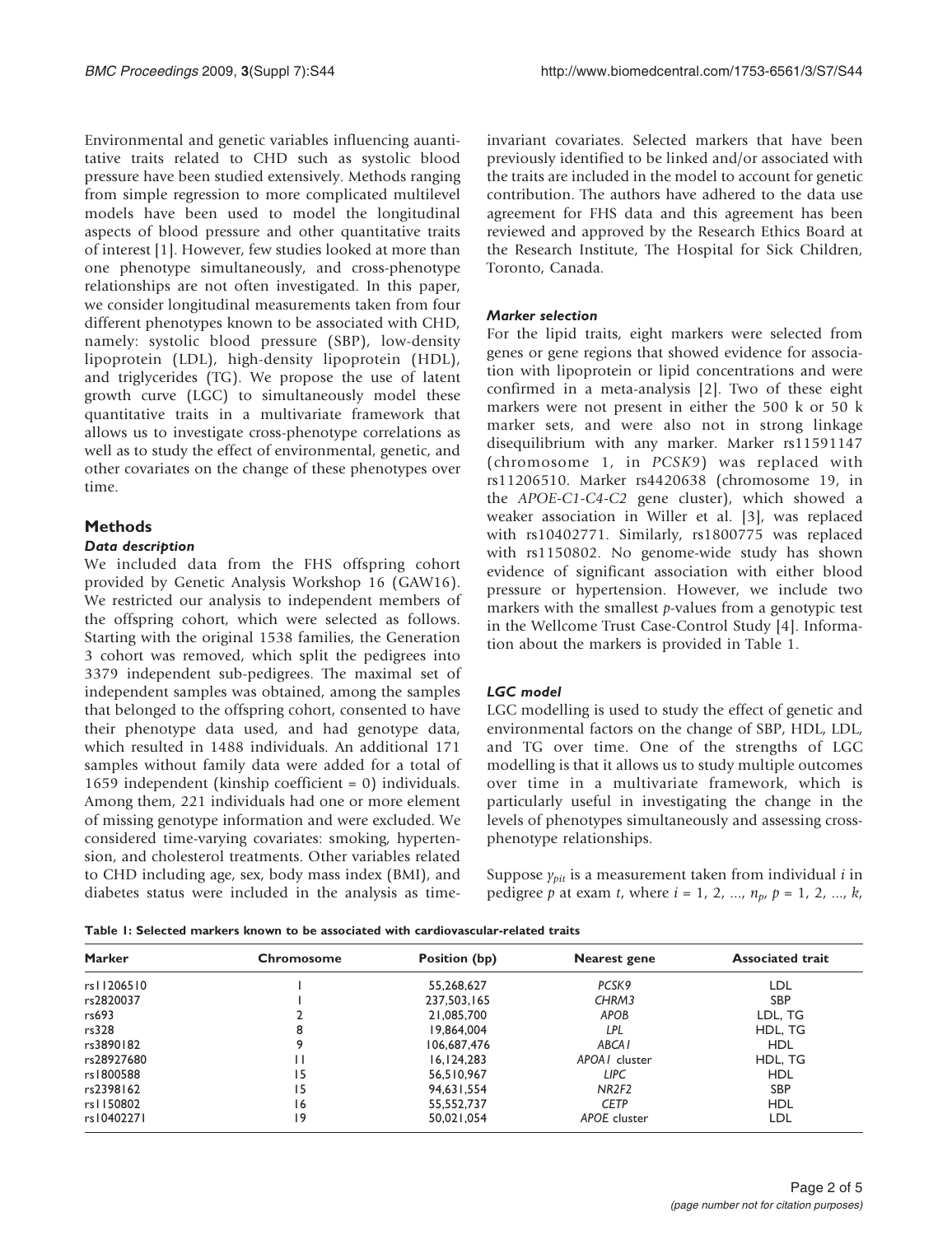Environmental and genetic variables influencing auantitative traits related to CHD such as systolic blood pressure have been studied extensively. Methods ranging from simple regression to more complicated multilevel models have been used to model the longitudinal aspects of blood pressure and other quantitative traits of interest [1]. However, few studies looked at more than one phenotype simultaneously, and cross-phenotype relationships are not often investigated. In this paper, we consider longitudinal measurements taken from four different phenotypes known to be associated with CHD, namely: systolic blood pressure (SBP), low-density lipoprotein (LDL), high-density lipoprotein (HDL), and triglycerides (TG). We propose the use of latent growth curve (LGC) to simultaneously model these quantitative traits in a multivariate framework that allows us to investigate cross-phenotype correlations as well as to study the effect of environmental, genetic, and other covariates on the change of these phenotypes over time.

## Methods

### Data description

We included data from the FHS offspring cohort provided by Genetic Analysis Workshop 16 (GAW16). We restricted our analysis to independent members of the offspring cohort, which were selected as follows. Starting with the original 1538 families, the Generation 3 cohort was removed, which split the pedigrees into 3379 independent sub-pedigrees. The maximal set of independent samples was obtained, among the samples that belonged to the offspring cohort, consented to have their phenotype data used, and had genotype data, which resulted in 1488 individuals. An additional 171 samples without family data were added for a total of 1659 independent (kinship coefficient = 0) individuals. Among them, 221 individuals had one or more element of missing genotype information and were excluded. We considered time-varying covariates: smoking, hypertension, and cholesterol treatments. Other variables related to CHD including age, sex, body mass index (BMI), and diabetes status were included in the analysis as time-invariant covariates. Selected markers that have been previously identified to be linked and/or associated with the traits are included in the model to account for genetic contribution. The authors have adhered to the data use agreement for FHS data and this agreement has been reviewed and approved by the Research Ethics Board at the Research Institute, The Hospital for Sick Children, Toronto, Canada.

### Marker selection

For the lipid traits, eight markers were selected from genes or gene regions that showed evidence for association with lipoprotein or lipid concentrations and were confirmed in a meta-analysis [2]. Two of these eight markers were not present in either the 500 k or 50 k marker sets, and were also not in strong linkage disequilibrium with any marker. Marker rs11591147 (chromosome 1, in *PCSK9*) was replaced with rs11206510. Marker rs4420638 (chromosome 19, in the *APOE-C1-C4-C2* gene cluster), which showed a weaker association in Willer et al. [3], was replaced with rs10402771. Similarly, rs1800775 was replaced with rs1150802. No genome-wide study has shown evidence of significant association with either blood pressure or hypertension. However, we include two markers with the smallest *p*-values from a genotypic test in the Wellcome Trust Case-Control Study [4]. Information about the markers is provided in Table 1.

### LGC model

LGC modelling is used to study the effect of genetic and environmental factors on the change of SBP, HDL, LDL, and TG over time. One of the strengths of LGC modelling is that it allows us to study multiple outcomes over time in a multivariate framework, which is particularly useful in investigating the change in the levels of phenotypes simultaneously and assessing cross-phenotype relationships.

Suppose $y_{pit}$ is a measurement taken from individual $i$ in pedigree $p$ at exam $t$, where $i = 1, 2, ..., n_p$, $p = 1, 2, ..., k$,

**Table 1: Selected markers known to be associated with cardiovascular-related traits**

| Marker | Chromosome | Position (bp) | Nearest gene | Associated trait |
|---|---|---|---|---|
| rs11206510 | 1 | 55,268,627 | *PCSK9* | LDL |
| rs2820037 | 1 | 237,503,165 | *CHRM3* | SBP |
| rs693 | 2 | 21,085,700 | *APOB* | LDL, TG |
| rs328 | 8 | 19,864,004 | *LPL* | HDL, TG |
| rs3890182 | 9 | 106,687,476 | *ABCA1* | HDL |
| rs28927680 | 11 | 16,124,283 | *APOA1* cluster | HDL, TG |
| rs1800588 | 15 | 56,510,967 | *LIPC* | HDL |
| rs2398162 | 15 | 94,631,554 | *NR2F2* | SBP |
| rs1150802 | 16 | 55,552,737 | *CETP* | HDL |
| rs10402271 | 19 | 50,021,054 | *APOE* cluster | LDL |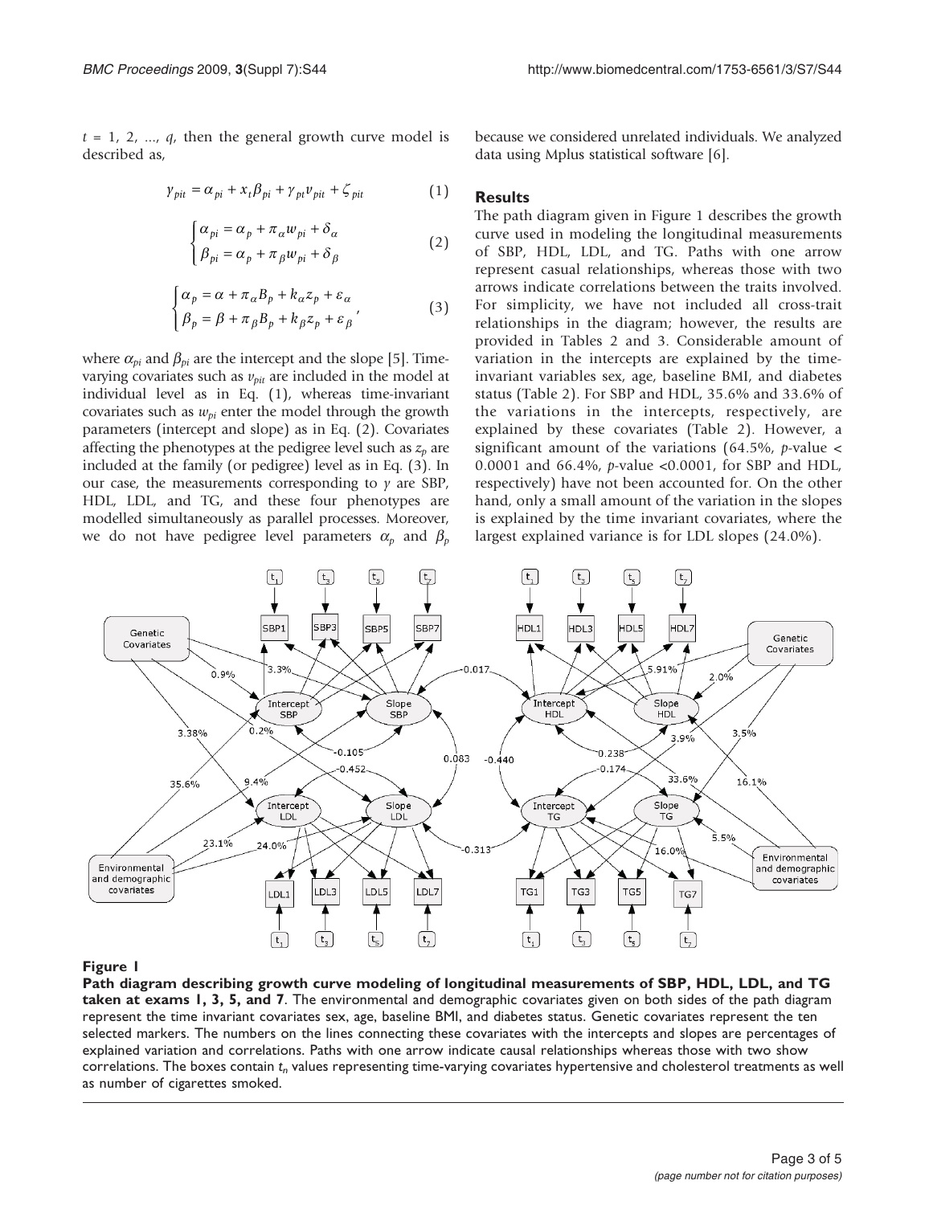$t = 1, 2, ..., q$, then the general growth curve model is described as,

$$y_{pit} = \alpha_{pi} + x_t \beta_{pi} + \gamma_{pt} v_{pit} + \zeta_{pit} \tag{1}$$

$$\begin{cases} \alpha_{pi} = \alpha_p + \pi_\alpha w_{pi} + \delta_\alpha \\ \beta_{pi} = \alpha_p + \pi_\beta w_{pi} + \delta_\beta \end{cases} \tag{2}$$

$$\begin{cases} \alpha_p = \alpha + \pi_\alpha B_p + k_\alpha z_p + \varepsilon_\alpha \\ \beta_p = \beta + \pi_\beta B_p + k_\beta z_p + \varepsilon_\beta \end{cases}, \tag{3}$$

where $\alpha_{pi}$ and $\beta_{pi}$ are the intercept and the slope [5]. Time-varying covariates such as $v_{pit}$ are included in the model at individual level as in Eq. (1), whereas time-invariant covariates such as $w_{pi}$ enter the model through the growth parameters (intercept and slope) as in Eq. (2). Covariates affecting the phenotypes at the pedigree level such as $z_p$ are included at the family (or pedigree) level as in Eq. (3). In our case, the measurements corresponding to $y$ are SBP, HDL, LDL, and TG, and these four phenotypes are modelled simultaneously as parallel processes. Moreover, we do not have pedigree level parameters $\alpha_p$ and $\beta_p$ because we considered unrelated individuals. We analyzed data using Mplus statistical software [6].

## Results

The path diagram given in Figure 1 describes the growth curve used in modeling the longitudinal measurements of SBP, HDL, LDL, and TG. Paths with one arrow represent casual relationships, whereas those with two arrows indicate correlations between the traits involved. For simplicity, we have not included all cross-trait relationships in the diagram; however, the results are provided in Tables 2 and 3. Considerable amount of variation in the intercepts are explained by the time-invariant variables sex, age, baseline BMI, and diabetes status (Table 2). For SBP and HDL, 35.6% and 33.6% of the variations in the intercepts, respectively, are explained by these covariates (Table 2). However, a significant amount of the variations (64.5%, $p$-value < 0.0001 and 66.4%, $p$-value <0.0001, for SBP and HDL, respectively) have not been accounted for. On the other hand, only a small amount of the variation in the slopes is explained by the time invariant covariates, where the largest explained variance is for LDL slopes (24.0%).

**Figure 1**

**Path diagram describing growth curve modeling of longitudinal measurements of SBP, HDL, LDL, and TG taken at exams 1, 3, 5, and 7**. The environmental and demographic covariates given on both sides of the path diagram represent the time invariant covariates sex, age, baseline BMI, and diabetes status. Genetic covariates represent the ten selected markers. The numbers on the lines connecting these covariates with the intercepts and slopes are percentages of explained variation and correlations. Paths with one arrow indicate causal relationships whereas those with two show correlations. The boxes contain $t_n$ values representing time-varying covariates hypertensive and cholesterol treatments as well as number of cigarettes smoked.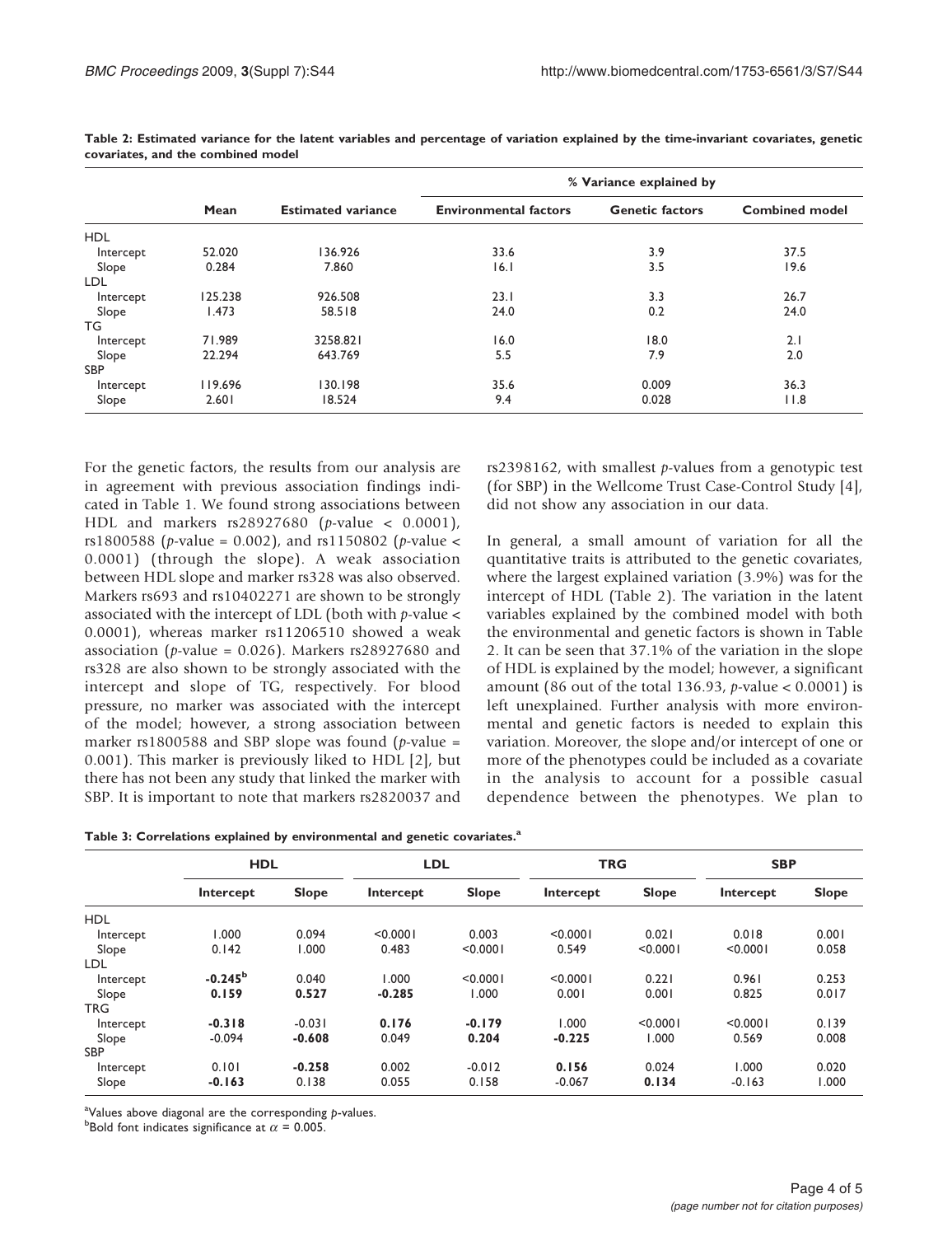**Table 2: Estimated variance for the latent variables and percentage of variation explained by the time-invariant covariates, genetic covariates, and the combined model**

| | Mean | Estimated variance | % Variance explained by | | |
|---|---|---|---|---|---|
| | | | Environmental factors | Genetic factors | Combined model |
| HDL | | | | | |
| Intercept | 52.020 | 136.926 | 33.6 | 3.9 | 37.5 |
| Slope | 0.284 | 7.860 | 16.1 | 3.5 | 19.6 |
| LDL | | | | | |
| Intercept | 125.238 | 926.508 | 23.1 | 3.3 | 26.7 |
| Slope | 1.473 | 58.518 | 24.0 | 0.2 | 24.0 |
| TG | | | | | |
| Intercept | 71.989 | 3258.821 | 16.0 | 18.0 | 2.1 |
| Slope | 22.294 | 643.769 | 5.5 | 7.9 | 2.0 |
| SBP | | | | | |
| Intercept | 119.696 | 130.198 | 35.6 | 0.009 | 36.3 |
| Slope | 2.601 | 18.524 | 9.4 | 0.028 | 11.8 |

For the genetic factors, the results from our analysis are in agreement with previous association findings indicated in Table 1. We found strong associations between HDL and markers rs28927680 ($p$-value < 0.0001), rs1800588 ($p$-value = 0.002), and rs1150802 ($p$-value < 0.0001) (through the slope). A weak association between HDL slope and marker rs328 was also observed. Markers rs693 and rs10402271 are shown to be strongly associated with the intercept of LDL (both with $p$-value < 0.0001), whereas marker rs11206510 showed a weak association ($p$-value = 0.026). Markers rs28927680 and rs328 are also shown to be strongly associated with the intercept and slope of TG, respectively. For blood pressure, no marker was associated with the intercept of the model; however, a strong association between marker rs1800588 and SBP slope was found ($p$-value = 0.001). This marker is previously liked to HDL [2], but there has not been any study that linked the marker with SBP. It is important to note that markers rs2820037 and rs2398162, with smallest $p$-values from a genotypic test (for SBP) in the Wellcome Trust Case-Control Study [4], did not show any association in our data.

In general, a small amount of variation for all the quantitative traits is attributed to the genetic covariates, where the largest explained variation (3.9%) was for the intercept of HDL (Table 2). The variation in the latent variables explained by the combined model with both the environmental and genetic factors is shown in Table 2. It can be seen that 37.1% of the variation in the slope of HDL is explained by the model; however, a significant amount (86 out of the total 136.93, $p$-value < 0.0001) is left unexplained. Further analysis with more environmental and genetic factors is needed to explain this variation. Moreover, the slope and/or intercept of one or more of the phenotypes could be included as a covariate in the analysis to account for a possible casual dependence between the phenotypes. We plan to

**Table 3: Correlations explained by environmental and genetic covariates.**[a]

| | HDL | | LDL | | TRG | | SBP | |
|---|---|---|---|---|---|---|---|---|
| | Intercept | Slope | Intercept | Slope | Intercept | Slope | Intercept | Slope |
| HDL | | | | | | | | |
| Intercept | 1.000 | 0.094 | <0.0001 | 0.003 | <0.0001 | 0.021 | 0.018 | 0.001 |
| Slope | 0.142 | 1.000 | 0.483 | <0.0001 | 0.549 | <0.0001 | <0.0001 | 0.058 |
| LDL | | | | | | | | |
| Intercept | **-0.245**[b] | 0.040 | 1.000 | <0.0001 | <0.0001 | 0.221 | 0.961 | 0.253 |
| Slope | **0.159** | **0.527** | **-0.285** | 1.000 | 0.001 | 0.001 | 0.825 | 0.017 |
| TRG | | | | | | | | |
| Intercept | **-0.318** | -0.031 | **0.176** | **-0.179** | 1.000 | <0.0001 | <0.0001 | 0.139 |
| Slope | -0.094 | **-0.608** | 0.049 | **0.204** | **-0.225** | 1.000 | 0.569 | 0.008 |
| SBP | | | | | | | | |
| Intercept | 0.101 | **-0.258** | 0.002 | -0.012 | **0.156** | 0.024 | 1.000 | 0.020 |
| Slope | **-0.163** | 0.138 | 0.055 | 0.158 | -0.067 | **0.134** | -0.163 | 1.000 |

[a]Values above diagonal are the corresponding $p$-values.
[b]Bold font indicates significance at $\alpha = 0.005$.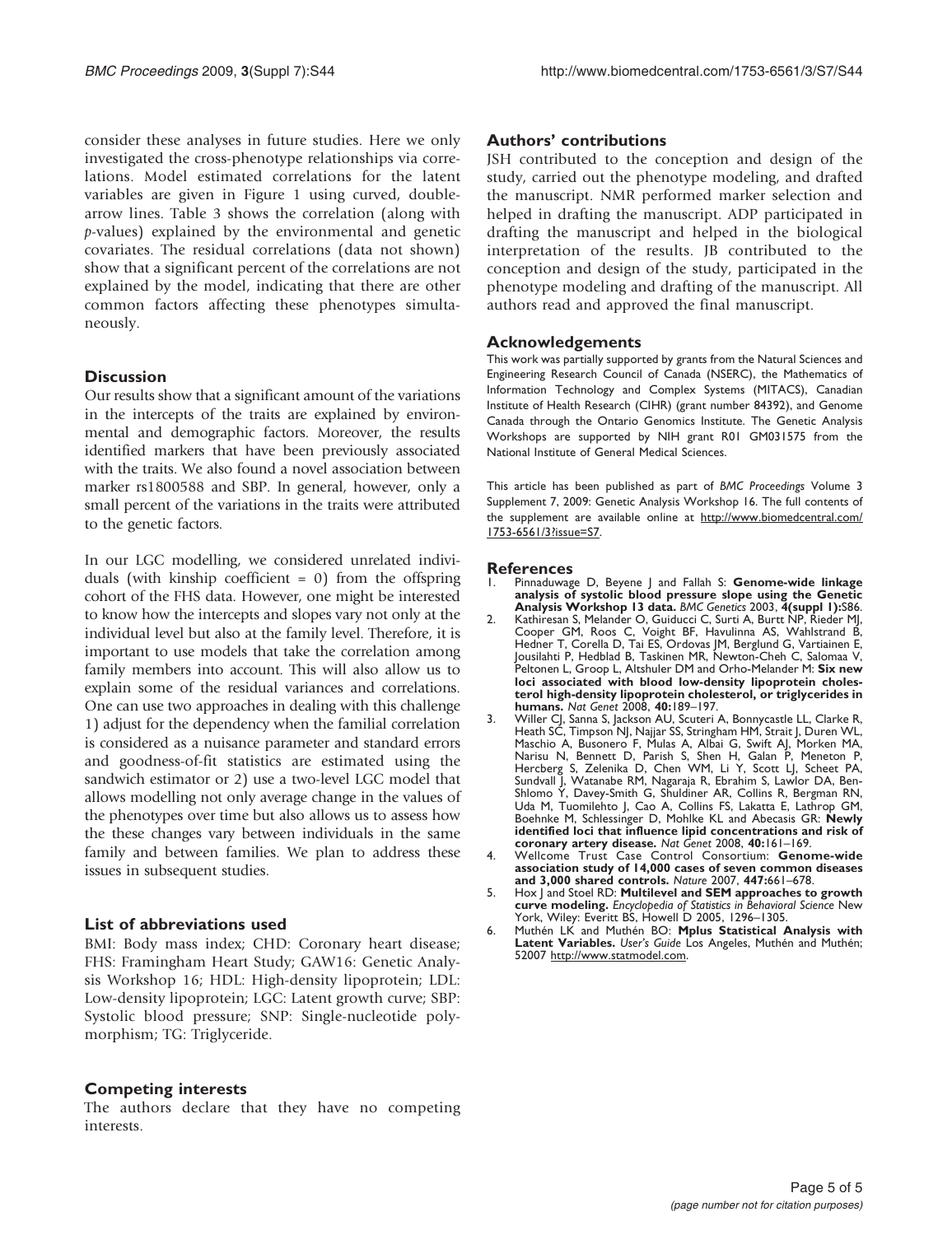consider these analyses in future studies. Here we only investigated the cross-phenotype relationships via correlations. Model estimated correlations for the latent variables are given in Figure 1 using curved, double-arrow lines. Table 3 shows the correlation (along with *p*-values) explained by the environmental and genetic covariates. The residual correlations (data not shown) show that a significant percent of the correlations are not explained by the model, indicating that there are other common factors affecting these phenotypes simultaneously.

## Discussion

Our results show that a significant amount of the variations in the intercepts of the traits are explained by environmental and demographic factors. Moreover, the results identified markers that have been previously associated with the traits. We also found a novel association between marker rs1800588 and SBP. In general, however, only a small percent of the variations in the traits were attributed to the genetic factors.

In our LGC modelling, we considered unrelated individuals (with kinship coefficient = 0) from the offspring cohort of the FHS data. However, one might be interested to know how the intercepts and slopes vary not only at the individual level but also at the family level. Therefore, it is important to use models that take the correlation among family members into account. This will also allow us to explain some of the residual variances and correlations. One can use two approaches in dealing with this challenge 1) adjust for the dependency when the familial correlation is considered as a nuisance parameter and standard errors and goodness-of-fit statistics are estimated using the sandwich estimator or 2) use a two-level LGC model that allows modelling not only average change in the values of the phenotypes over time but also allows us to assess how the these changes vary between individuals in the same family and between families. We plan to address these issues in subsequent studies.

## List of abbreviations used

BMI: Body mass index; CHD: Coronary heart disease; FHS: Framingham Heart Study; GAW16: Genetic Analysis Workshop 16; HDL: High-density lipoprotein; LDL: Low-density lipoprotein; LGC: Latent growth curve; SBP: Systolic blood pressure; SNP: Single-nucleotide polymorphism; TG: Triglyceride.

## Competing interests

The authors declare that they have no competing interests.

## Authors' contributions

JSH contributed to the conception and design of the study, carried out the phenotype modeling, and drafted the manuscript. NMR performed marker selection and helped in drafting the manuscript. ADP participated in drafting the manuscript and helped in the biological interpretation of the results. JB contributed to the conception and design of the study, participated in the phenotype modeling and drafting of the manuscript. All authors read and approved the final manuscript.

## Acknowledgements

This work was partially supported by grants from the Natural Sciences and Engineering Research Council of Canada (NSERC), the Mathematics of Information Technology and Complex Systems (MITACS), Canadian Institute of Health Research (CIHR) (grant number 84392), and Genome Canada through the Ontario Genomics Institute. The Genetic Analysis Workshops are supported by NIH grant R01 GM031575 from the National Institute of General Medical Sciences.

This article has been published as part of *BMC Proceedings* Volume 3 Supplement 7, 2009: Genetic Analysis Workshop 16. The full contents of the supplement are available online at http://www.biomedcentral.com/1753-6561/3?issue=S7.

## References

1. Pinnaduwage D, Beyene J and Fallah S: **Genome-wide linkage analysis of systolic blood pressure slope using the Genetic Analysis Workshop 13 data.** *BMC Genetics* 2003, **4(suppl 1):**S86.
2. Kathiresan S, Melander O, Guiducci C, Surti A, Burtt NP, Rieder MJ, Cooper GM, Roos C, Voight BF, Havulinna AS, Wahlstrand B, Hedner T, Corella D, Tai ES, Ordovas JM, Berglund G, Vartiainen E, Jousilahti P, Hedblad B, Taskinen MR, Newton-Cheh C, Salomaa V, Peltonen L, Groop L, Altshuler DM and Orho-Melander M: **Six new loci associated with blood low-density lipoprotein cholesterol, high-density lipoprotein cholesterol, or triglycerides in humans.** *Nat Genet* 2008, **40:**189–197.
3. Willer CJ, Sanna S, Jackson AU, Scuteri A, Bonnycastle LL, Clarke R, Heath SC, Timpson NJ, Najjar SS, Stringham HM, Strait J, Duren WL, Maschio A, Busonero F, Mulas A, Albai G, Swift AJ, Morken MA, Narisu N, Bennett D, Parish S, Shen H, Galan P, Meneton P, Hercberg S, Zelenika D, Chen WM, Li Y, Scott LJ, Scheet PA, Sundvall J, Watanabe RM, Nagaraja R, Ebrahim S, Lawlor DA, Ben-Shlomo Y, Davey-Smith G, Shuldiner AR, Collins R, Bergman RN, Uda M, Tuomilehto J, Cao A, Collins FS, Lakatta E, Lathrop GM, Boehnke M, Schlessinger D, Mohlke KL and Abecasis GR: **Newly identified loci that influence lipid concentrations and risk of coronary artery disease.** *Nat Genet* 2008, **40:**161–169.
4. Wellcome Trust Case Control Consortium: **Genome-wide association study of 14,000 cases of seven common diseases and 3,000 shared controls.** *Nature* 2007, **447:**661–678.
5. Hox J and Stoel RD: **Multilevel and SEM approaches to growth curve modeling.** *Encyclopedia of Statistics in Behavioral Science* New York, Wiley: Everitt BS, Howell D 2005, 1296–1305.
6. Muthén LK and Muthén BO: **Mplus Statistical Analysis with Latent Variables.** *User's Guide* Los Angeles, Muthén and Muthén; 52007 http://www.statmodel.com.